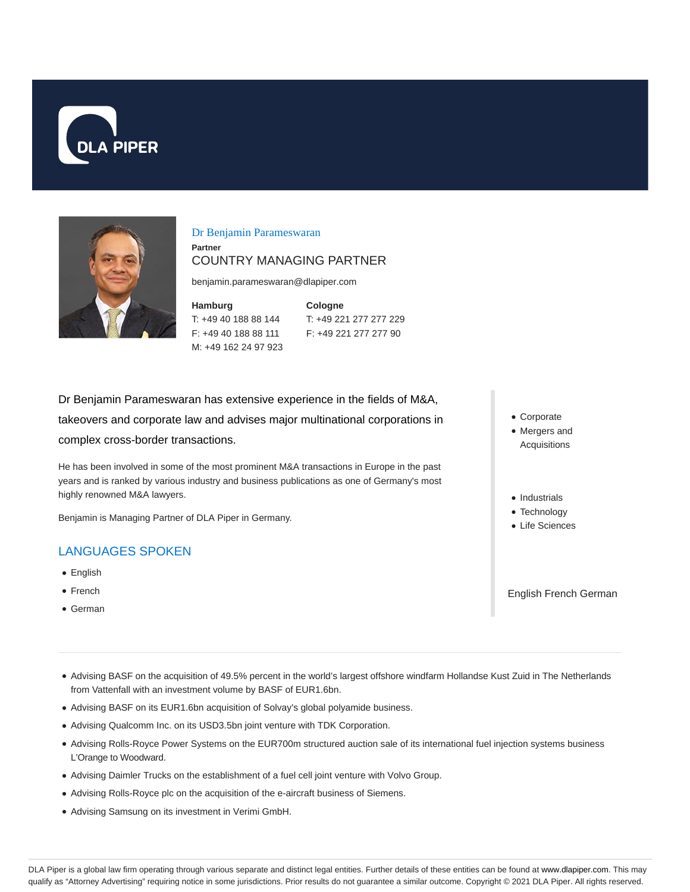DLA PIPER

# Dr Benjamin Parameswaran

**Partner**

COUNTRY MANAGING PARTNER

benjamin.parameswaran@dlapiper.com

**Hamburg**
T: +49 40 188 88 144
F: +49 40 188 88 111
M: +49 162 24 97 923

**Cologne**
T: +49 221 277 277 229
F: +49 221 277 277 90

Dr Benjamin Parameswaran has extensive experience in the fields of M&A, takeovers and corporate law and advises major multinational corporations in complex cross-border transactions.

He has been involved in some of the most prominent M&A transactions in Europe in the past years and is ranked by various industry and business publications as one of Germany's most highly renowned M&A lawyers.

Benjamin is Managing Partner of DLA Piper in Germany.

- Corporate
- Mergers and Acquisitions

- Industrials
- Technology
- Life Sciences

English French German

## LANGUAGES SPOKEN

- English
- French
- German

- Advising BASF on the acquisition of 49.5% percent in the world's largest offshore windfarm Hollandse Kust Zuid in The Netherlands from Vattenfall with an investment volume by BASF of EUR1.6bn.
- Advising BASF on its EUR1.6bn acquisition of Solvay's global polyamide business.
- Advising Qualcomm Inc. on its USD3.5bn joint venture with TDK Corporation.
- Advising Rolls-Royce Power Systems on the EUR700m structured auction sale of its international fuel injection systems business L'Orange to Woodward.
- Advising Daimler Trucks on the establishment of a fuel cell joint venture with Volvo Group.
- Advising Rolls-Royce plc on the acquisition of the e-aircraft business of Siemens.
- Advising Samsung on its investment in Verimi GmbH.

DLA Piper is a global law firm operating through various separate and distinct legal entities. Further details of these entities can be found at www.dlapiper.com. This may qualify as "Attorney Advertising" requiring notice in some jurisdictions. Prior results do not guarantee a similar outcome. Copyright © 2021 DLA Piper. All rights reserved.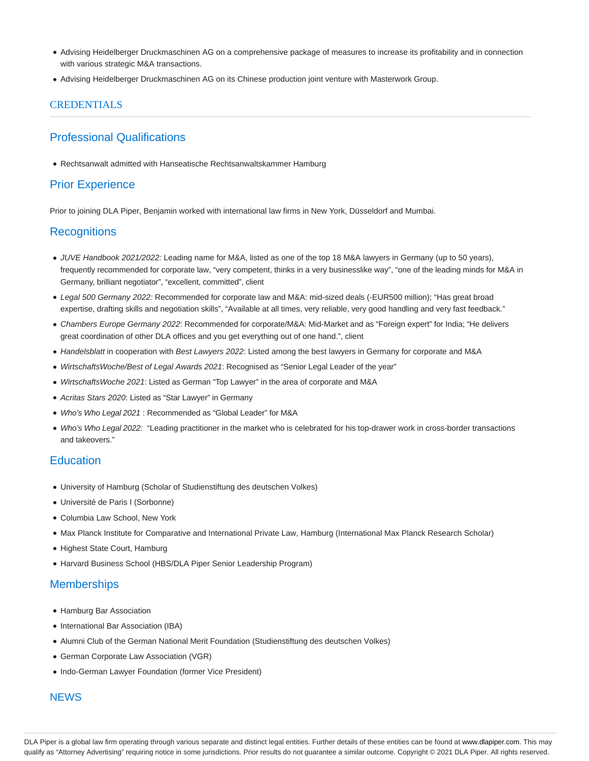- Advising Heidelberger Druckmaschinen AG on a comprehensive package of measures to increase its profitability and in connection with various strategic M&A transactions.
- Advising Heidelberger Druckmaschinen AG on its Chinese production joint venture with Masterwork Group.

# CREDENTIALS

## Professional Qualifications

- Rechtsanwalt admitted with Hanseatische Rechtsanwaltskammer Hamburg

## Prior Experience

Prior to joining DLA Piper, Benjamin worked with international law firms in New York, Düsseldorf and Mumbai.

## Recognitions

- *JUVE Handbook 2021/2022:* Leading name for M&A, listed as one of the top 18 M&A lawyers in Germany (up to 50 years), frequently recommended for corporate law, "very competent, thinks in a very businesslike way", "one of the leading minds for M&A in Germany, brilliant negotiator", "excellent, committed", client
- *Legal 500 Germany 2022:* Recommended for corporate law and M&A: mid-sized deals (-EUR500 million); "Has great broad expertise, drafting skills and negotiation skills", "Available at all times, very reliable, very good handling and very fast feedback."
- *Chambers Europe Germany 2022*: Recommended for corporate/M&A: Mid-Market and as "Foreign expert" for India; "He delivers great coordination of other DLA offices and you get everything out of one hand.", client
- *Handelsblatt* in cooperation with *Best Lawyers 2022*: Listed among the best lawyers in Germany for corporate and M&A
- *WirtschaftsWoche/Best of Legal Awards 2021*: Recognised as "Senior Legal Leader of the year"
- *WirtschaftsWoche 2021*: Listed as German "Top Lawyer" in the area of corporate and M&A
- *Acritas Stars 2020*: Listed as "Star Lawyer" in Germany
- *Who's Who Legal 2021* : Recommended as "Global Leader" for M&A
- *Who's Who Legal 2022:* "Leading practitioner in the market who is celebrated for his top-drawer work in cross-border transactions and takeovers."

## Education

- University of Hamburg (Scholar of Studienstiftung des deutschen Volkes)
- Université de Paris I (Sorbonne)
- Columbia Law School, New York
- Max Planck Institute for Comparative and International Private Law, Hamburg (International Max Planck Research Scholar)
- Highest State Court, Hamburg
- Harvard Business School (HBS/DLA Piper Senior Leadership Program)

## Memberships

- Hamburg Bar Association
- International Bar Association (IBA)
- Alumni Club of the German National Merit Foundation (Studienstiftung des deutschen Volkes)
- German Corporate Law Association (VGR)
- Indo-German Lawyer Foundation (former Vice President)

# NEWS

DLA Piper is a global law firm operating through various separate and distinct legal entities. Further details of these entities can be found at www.dlapiper.com. This may qualify as "Attorney Advertising" requiring notice in some jurisdictions. Prior results do not guarantee a similar outcome. Copyright © 2021 DLA Piper. All rights reserved.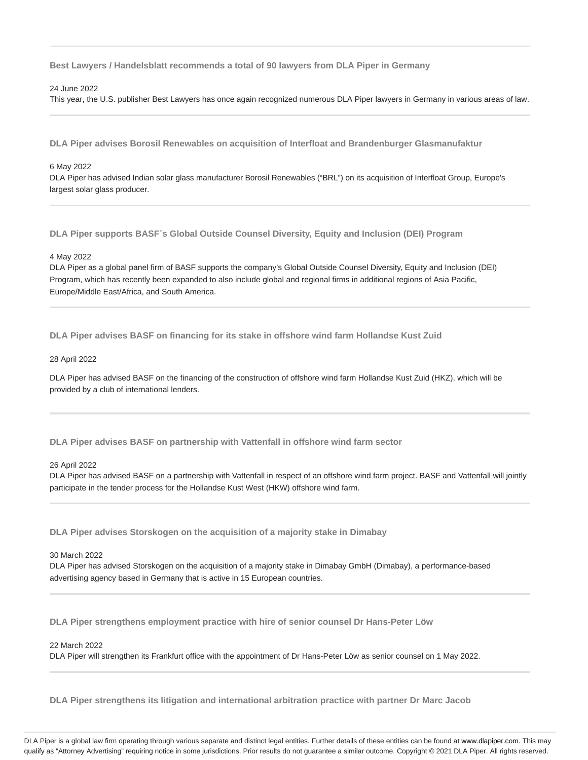---

**Best Lawyers / Handelsblatt recommends a total of 90 lawyers from DLA Piper in Germany**

24 June 2022
This year, the U.S. publisher Best Lawyers has once again recognized numerous DLA Piper lawyers in Germany in various areas of law.

---

**DLA Piper advises Borosil Renewables on acquisition of Interfloat and Brandenburger Glasmanufaktur**

6 May 2022
DLA Piper has advised Indian solar glass manufacturer Borosil Renewables ("BRL") on its acquisition of Interfloat Group, Europe's largest solar glass producer.

---

**DLA Piper supports BASF´s Global Outside Counsel Diversity, Equity and Inclusion (DEI) Program**

4 May 2022
DLA Piper as a global panel firm of BASF supports the company's Global Outside Counsel Diversity, Equity and Inclusion (DEI) Program, which has recently been expanded to also include global and regional firms in additional regions of Asia Pacific, Europe/Middle East/Africa, and South America.

---

**DLA Piper advises BASF on financing for its stake in offshore wind farm Hollandse Kust Zuid**

28 April 2022

DLA Piper has advised BASF on the financing of the construction of offshore wind farm Hollandse Kust Zuid (HKZ), which will be provided by a club of international lenders.

---

**DLA Piper advises BASF on partnership with Vattenfall in offshore wind farm sector**

26 April 2022
DLA Piper has advised BASF on a partnership with Vattenfall in respect of an offshore wind farm project. BASF and Vattenfall will jointly participate in the tender process for the Hollandse Kust West (HKW) offshore wind farm.

---

**DLA Piper advises Storskogen on the acquisition of a majority stake in Dimabay**

30 March 2022
DLA Piper has advised Storskogen on the acquisition of a majority stake in Dimabay GmbH (Dimabay), a performance-based advertising agency based in Germany that is active in 15 European countries.

---

**DLA Piper strengthens employment practice with hire of senior counsel Dr Hans-Peter Löw**

22 March 2022
DLA Piper will strengthen its Frankfurt office with the appointment of Dr Hans-Peter Löw as senior counsel on 1 May 2022.

---

**DLA Piper strengthens its litigation and international arbitration practice with partner Dr Marc Jacob**

DLA Piper is a global law firm operating through various separate and distinct legal entities. Further details of these entities can be found at www.dlapiper.com. This may qualify as "Attorney Advertising" requiring notice in some jurisdictions. Prior results do not guarantee a similar outcome. Copyright © 2021 DLA Piper. All rights reserved.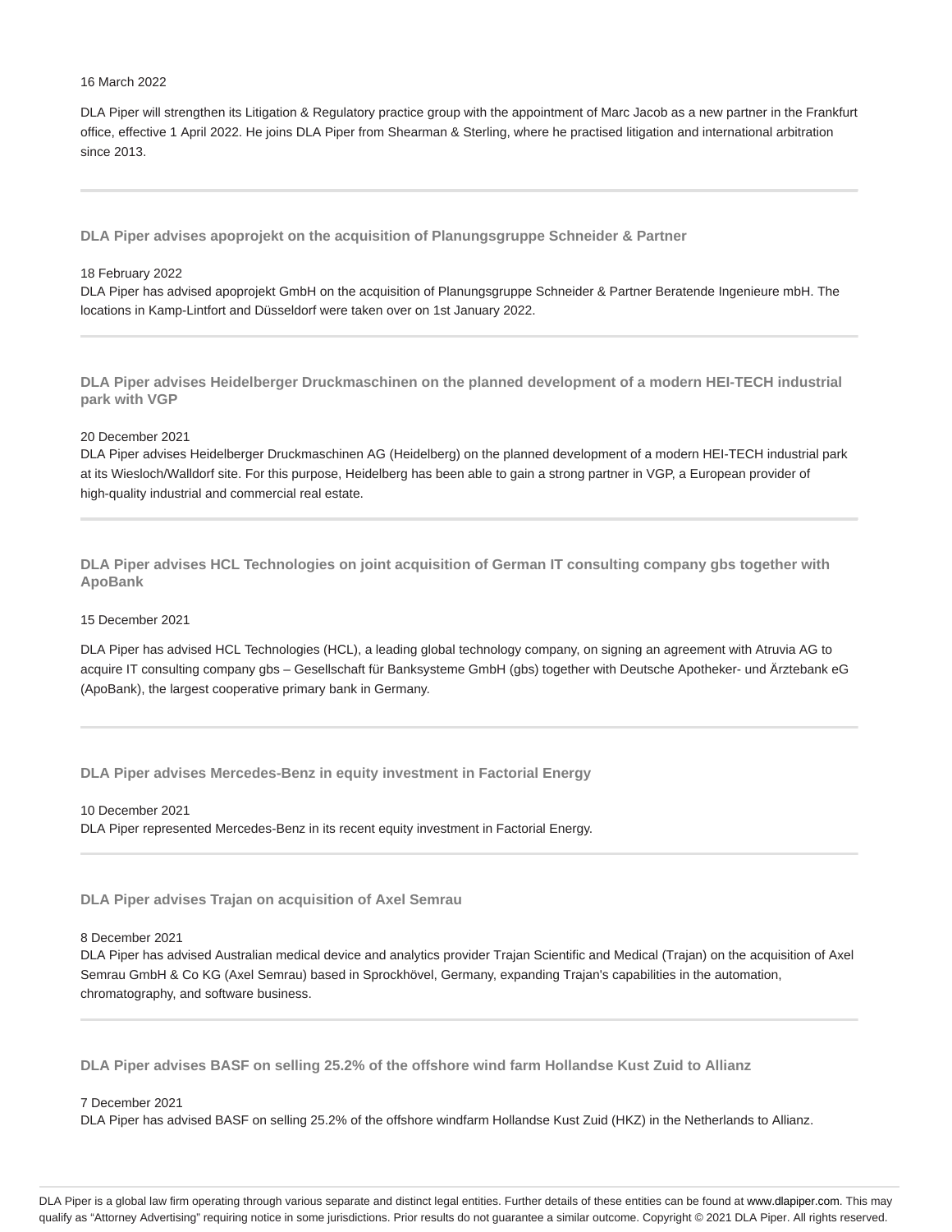16 March 2022

DLA Piper will strengthen its Litigation & Regulatory practice group with the appointment of Marc Jacob as a new partner in the Frankfurt office, effective 1 April 2022. He joins DLA Piper from Shearman & Sterling, where he practised litigation and international arbitration since 2013.

---

### DLA Piper advises apoprojekt on the acquisition of Planungsgruppe Schneider & Partner

18 February 2022

DLA Piper has advised apoprojekt GmbH on the acquisition of Planungsgruppe Schneider & Partner Beratende Ingenieure mbH. The locations in Kamp-Lintfort and Düsseldorf were taken over on 1st January 2022.

---

### DLA Piper advises Heidelberger Druckmaschinen on the planned development of a modern HEI-TECH industrial park with VGP

20 December 2021

DLA Piper advises Heidelberger Druckmaschinen AG (Heidelberg) on the planned development of a modern HEI-TECH industrial park at its Wiesloch/Walldorf site. For this purpose, Heidelberg has been able to gain a strong partner in VGP, a European provider of high-quality industrial and commercial real estate.

---

### DLA Piper advises HCL Technologies on joint acquisition of German IT consulting company gbs together with ApoBank

15 December 2021

DLA Piper has advised HCL Technologies (HCL), a leading global technology company, on signing an agreement with Atruvia AG to acquire IT consulting company gbs – Gesellschaft für Banksysteme GmbH (gbs) together with Deutsche Apotheker- und Ärztebank eG (ApoBank), the largest cooperative primary bank in Germany.

---

### DLA Piper advises Mercedes-Benz in equity investment in Factorial Energy

10 December 2021

DLA Piper represented Mercedes-Benz in its recent equity investment in Factorial Energy.

---

### DLA Piper advises Trajan on acquisition of Axel Semrau

8 December 2021

DLA Piper has advised Australian medical device and analytics provider Trajan Scientific and Medical (Trajan) on the acquisition of Axel Semrau GmbH & Co KG (Axel Semrau) based in Sprockhövel, Germany, expanding Trajan's capabilities in the automation, chromatography, and software business.

---

### DLA Piper advises BASF on selling 25.2% of the offshore wind farm Hollandse Kust Zuid to Allianz

7 December 2021

DLA Piper has advised BASF on selling 25.2% of the offshore windfarm Hollandse Kust Zuid (HKZ) in the Netherlands to Allianz.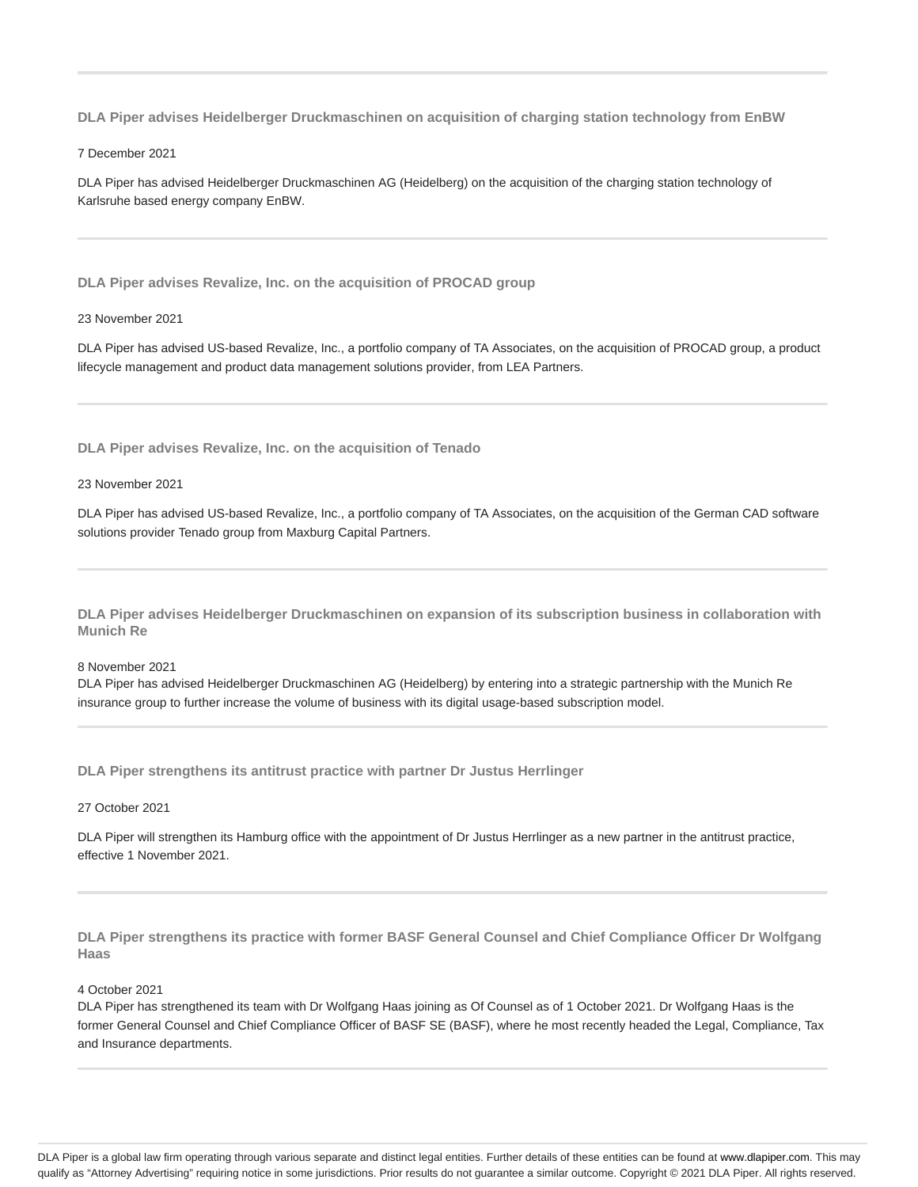---

**DLA Piper advises Heidelberger Druckmaschinen on acquisition of charging station technology from EnBW**

7 December 2021

DLA Piper has advised Heidelberger Druckmaschinen AG (Heidelberg) on the acquisition of the charging station technology of Karlsruhe based energy company EnBW.

---

**DLA Piper advises Revalize, Inc. on the acquisition of PROCAD group**

23 November 2021

DLA Piper has advised US-based Revalize, Inc., a portfolio company of TA Associates, on the acquisition of PROCAD group, a product lifecycle management and product data management solutions provider, from LEA Partners.

---

**DLA Piper advises Revalize, Inc. on the acquisition of Tenado**

23 November 2021

DLA Piper has advised US-based Revalize, Inc., a portfolio company of TA Associates, on the acquisition of the German CAD software solutions provider Tenado group from Maxburg Capital Partners.

---

**DLA Piper advises Heidelberger Druckmaschinen on expansion of its subscription business in collaboration with Munich Re**

8 November 2021
DLA Piper has advised Heidelberger Druckmaschinen AG (Heidelberg) by entering into a strategic partnership with the Munich Re insurance group to further increase the volume of business with its digital usage-based subscription model.

---

**DLA Piper strengthens its antitrust practice with partner Dr Justus Herrlinger**

27 October 2021

DLA Piper will strengthen its Hamburg office with the appointment of Dr Justus Herrlinger as a new partner in the antitrust practice, effective 1 November 2021.

---

**DLA Piper strengthens its practice with former BASF General Counsel and Chief Compliance Officer Dr Wolfgang Haas**

4 October 2021
DLA Piper has strengthened its team with Dr Wolfgang Haas joining as Of Counsel as of 1 October 2021. Dr Wolfgang Haas is the former General Counsel and Chief Compliance Officer of BASF SE (BASF), where he most recently headed the Legal, Compliance, Tax and Insurance departments.

---

DLA Piper is a global law firm operating through various separate and distinct legal entities. Further details of these entities can be found at www.dlapiper.com. This may qualify as "Attorney Advertising" requiring notice in some jurisdictions. Prior results do not guarantee a similar outcome. Copyright © 2021 DLA Piper. All rights reserved.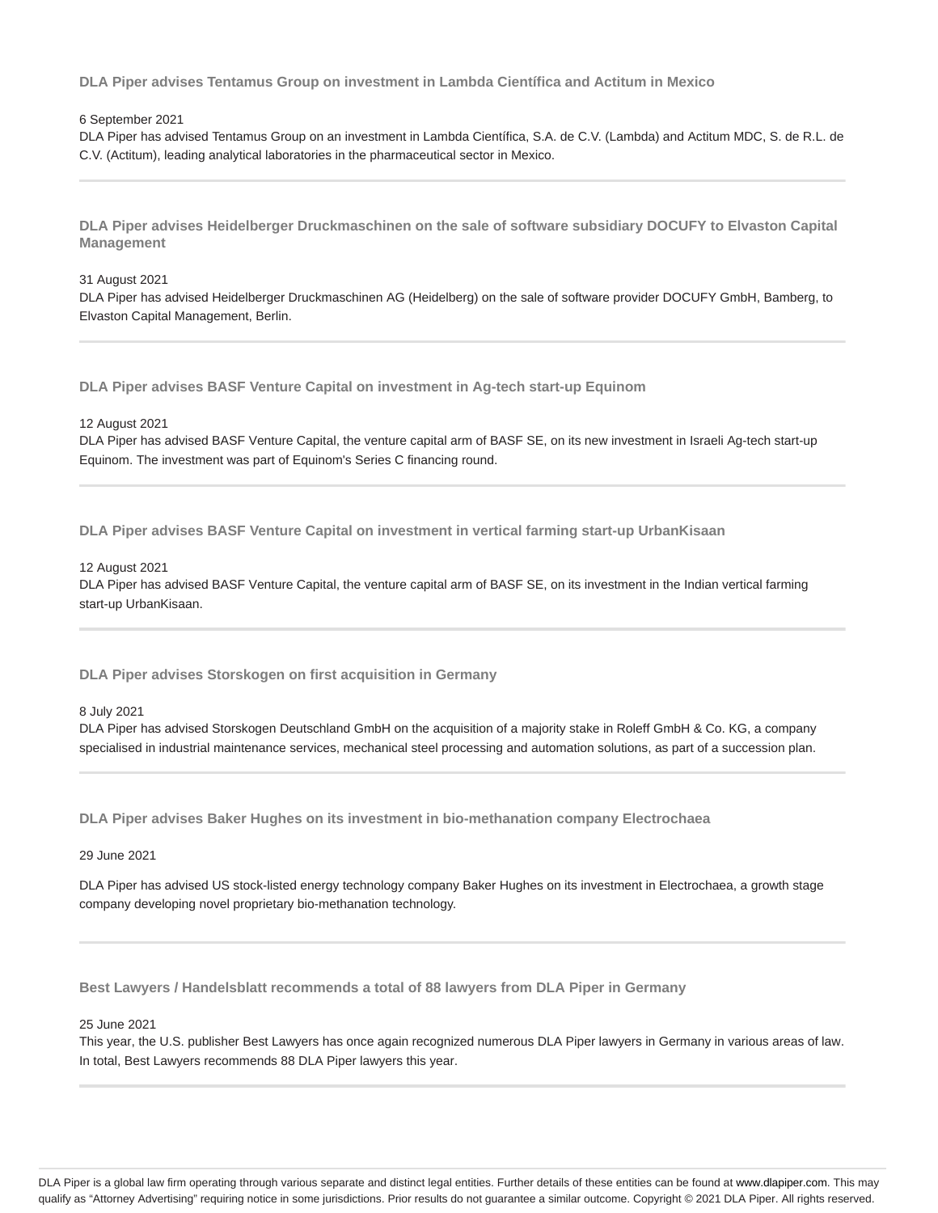### DLA Piper advises Tentamus Group on investment in Lambda Científica and Actitum in Mexico

6 September 2021

DLA Piper has advised Tentamus Group on an investment in Lambda Científica, S.A. de C.V. (Lambda) and Actitum MDC, S. de R.L. de C.V. (Actitum), leading analytical laboratories in the pharmaceutical sector in Mexico.

---

### DLA Piper advises Heidelberger Druckmaschinen on the sale of software subsidiary DOCUFY to Elvaston Capital Management

31 August 2021

DLA Piper has advised Heidelberger Druckmaschinen AG (Heidelberg) on the sale of software provider DOCUFY GmbH, Bamberg, to Elvaston Capital Management, Berlin.

---

### DLA Piper advises BASF Venture Capital on investment in Ag-tech start-up Equinom

12 August 2021

DLA Piper has advised BASF Venture Capital, the venture capital arm of BASF SE, on its new investment in Israeli Ag-tech start-up Equinom. The investment was part of Equinom's Series C financing round.

---

### DLA Piper advises BASF Venture Capital on investment in vertical farming start-up UrbanKisaan

12 August 2021

DLA Piper has advised BASF Venture Capital, the venture capital arm of BASF SE, on its investment in the Indian vertical farming start-up UrbanKisaan.

---

### DLA Piper advises Storskogen on first acquisition in Germany

8 July 2021

DLA Piper has advised Storskogen Deutschland GmbH on the acquisition of a majority stake in Roleff GmbH & Co. KG, a company specialised in industrial maintenance services, mechanical steel processing and automation solutions, as part of a succession plan.

---

### DLA Piper advises Baker Hughes on its investment in bio-methanation company Electrochaea

29 June 2021

DLA Piper has advised US stock-listed energy technology company Baker Hughes on its investment in Electrochaea, a growth stage company developing novel proprietary bio-methanation technology.

---

### Best Lawyers / Handelsblatt recommends a total of 88 lawyers from DLA Piper in Germany

25 June 2021

This year, the U.S. publisher Best Lawyers has once again recognized numerous DLA Piper lawyers in Germany in various areas of law. In total, Best Lawyers recommends 88 DLA Piper lawyers this year.

---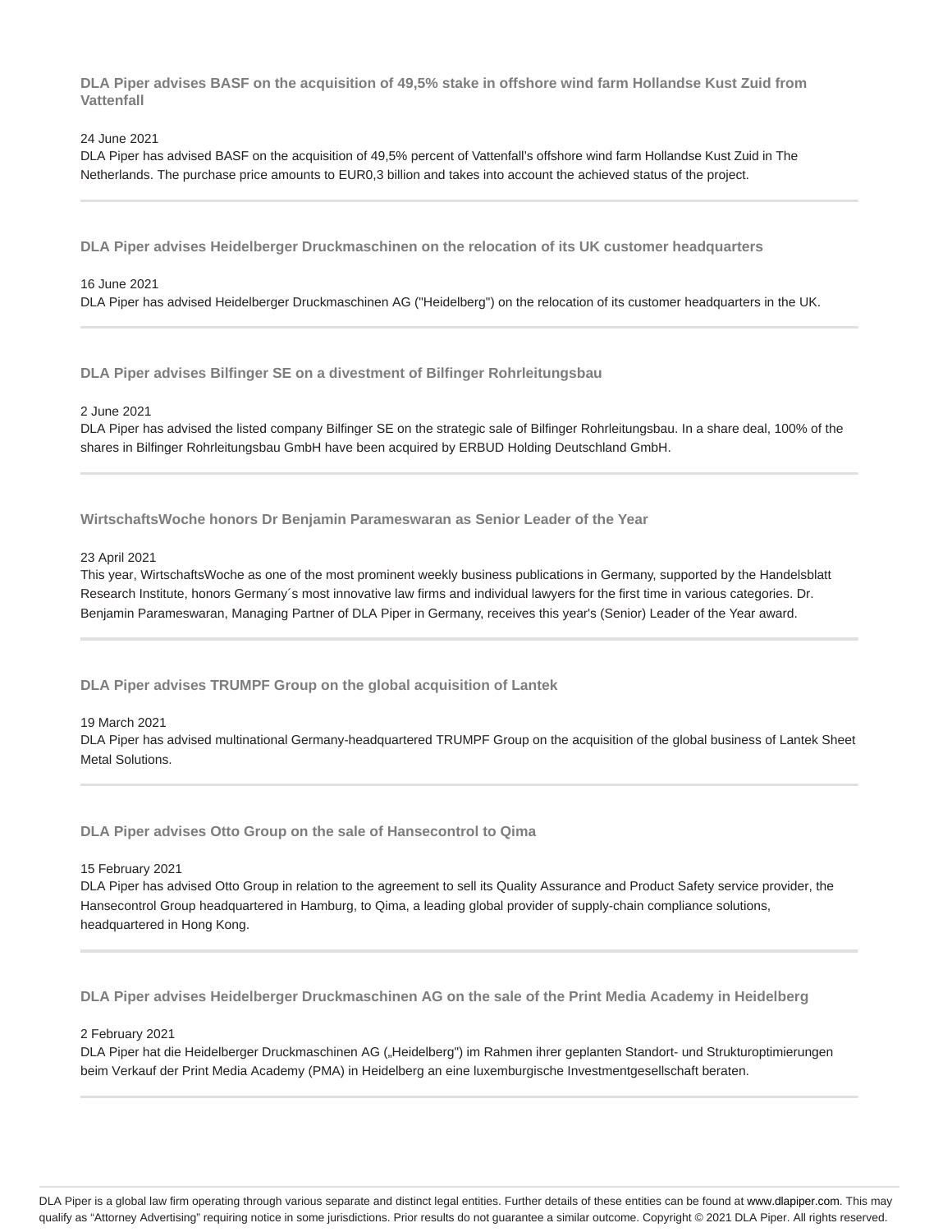### DLA Piper advises BASF on the acquisition of 49,5% stake in offshore wind farm Hollandse Kust Zuid from Vattenfall

24 June 2021

DLA Piper has advised BASF on the acquisition of 49,5% percent of Vattenfall's offshore wind farm Hollandse Kust Zuid in The Netherlands. The purchase price amounts to EUR0,3 billion and takes into account the achieved status of the project.

---

### DLA Piper advises Heidelberger Druckmaschinen on the relocation of its UK customer headquarters

16 June 2021

DLA Piper has advised Heidelberger Druckmaschinen AG ("Heidelberg") on the relocation of its customer headquarters in the UK.

---

### DLA Piper advises Bilfinger SE on a divestment of Bilfinger Rohrleitungsbau

2 June 2021

DLA Piper has advised the listed company Bilfinger SE on the strategic sale of Bilfinger Rohrleitungsbau. In a share deal, 100% of the shares in Bilfinger Rohrleitungsbau GmbH have been acquired by ERBUD Holding Deutschland GmbH.

---

### WirtschaftsWoche honors Dr Benjamin Parameswaran as Senior Leader of the Year

23 April 2021

This year, WirtschaftsWoche as one of the most prominent weekly business publications in Germany, supported by the Handelsblatt Research Institute, honors Germany´s most innovative law firms and individual lawyers for the first time in various categories. Dr. Benjamin Parameswaran, Managing Partner of DLA Piper in Germany, receives this year's (Senior) Leader of the Year award.

---

### DLA Piper advises TRUMPF Group on the global acquisition of Lantek

19 March 2021

DLA Piper has advised multinational Germany-headquartered TRUMPF Group on the acquisition of the global business of Lantek Sheet Metal Solutions.

---

### DLA Piper advises Otto Group on the sale of Hansecontrol to Qima

15 February 2021

DLA Piper has advised Otto Group in relation to the agreement to sell its Quality Assurance and Product Safety service provider, the Hansecontrol Group headquartered in Hamburg, to Qima, a leading global provider of supply-chain compliance solutions, headquartered in Hong Kong.

---

### DLA Piper advises Heidelberger Druckmaschinen AG on the sale of the Print Media Academy in Heidelberg

2 February 2021

DLA Piper hat die Heidelberger Druckmaschinen AG („Heidelberg") im Rahmen ihrer geplanten Standort- und Strukturoptimierungen beim Verkauf der Print Media Academy (PMA) in Heidelberg an eine luxemburgische Investmentgesellschaft beraten.

---

DLA Piper is a global law firm operating through various separate and distinct legal entities. Further details of these entities can be found at www.dlapiper.com. This may qualify as "Attorney Advertising" requiring notice in some jurisdictions. Prior results do not guarantee a similar outcome. Copyright © 2021 DLA Piper. All rights reserved.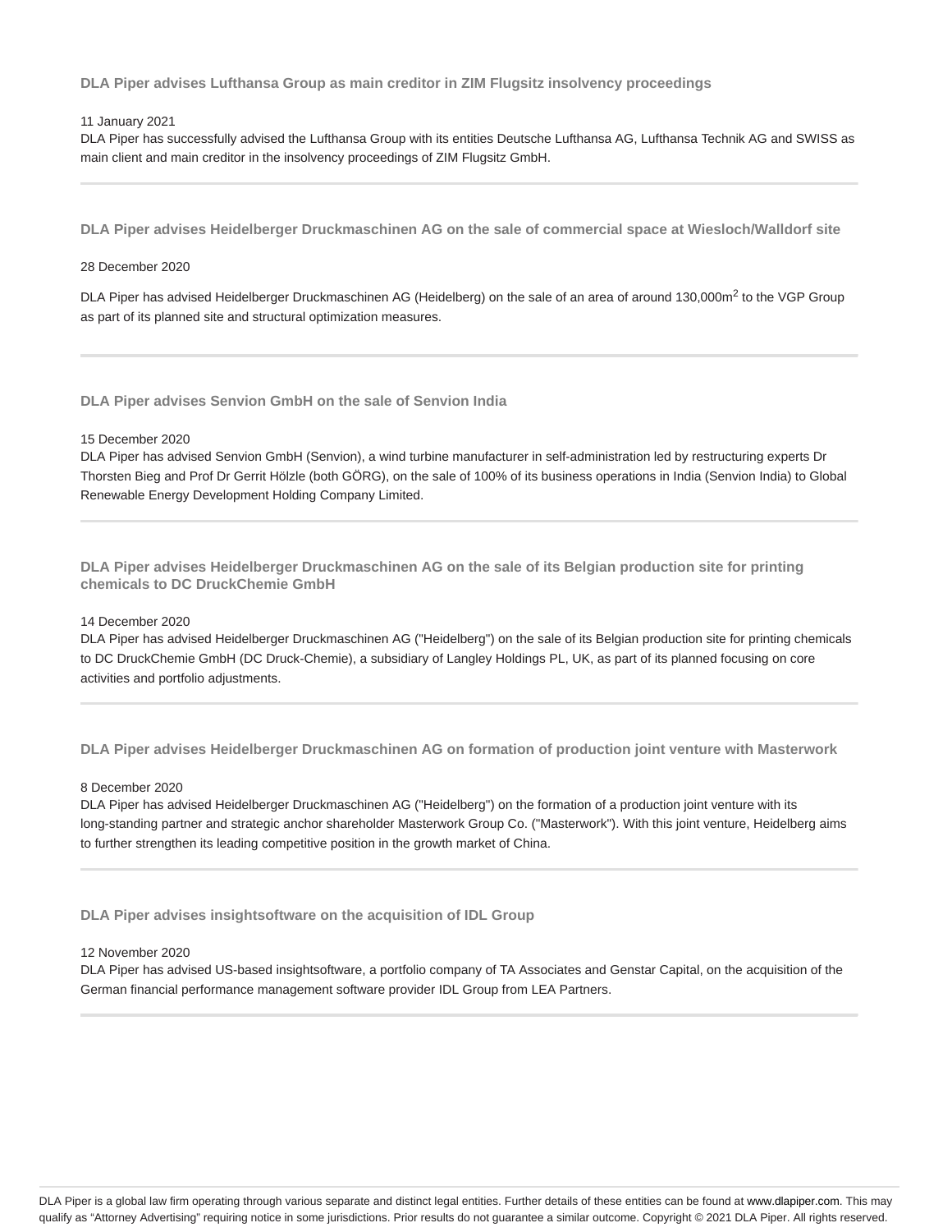### DLA Piper advises Lufthansa Group as main creditor in ZIM Flugsitz insolvency proceedings

11 January 2021

DLA Piper has successfully advised the Lufthansa Group with its entities Deutsche Lufthansa AG, Lufthansa Technik AG and SWISS as main client and main creditor in the insolvency proceedings of ZIM Flugsitz GmbH.

---

### DLA Piper advises Heidelberger Druckmaschinen AG on the sale of commercial space at Wiesloch/Walldorf site

28 December 2020

DLA Piper has advised Heidelberger Druckmaschinen AG (Heidelberg) on the sale of an area of around 130,000m$^2$ to the VGP Group as part of its planned site and structural optimization measures.

---

### DLA Piper advises Senvion GmbH on the sale of Senvion India

15 December 2020

DLA Piper has advised Senvion GmbH (Senvion), a wind turbine manufacturer in self-administration led by restructuring experts Dr Thorsten Bieg and Prof Dr Gerrit Hölzle (both GÖRG), on the sale of 100% of its business operations in India (Senvion India) to Global Renewable Energy Development Holding Company Limited.

---

### DLA Piper advises Heidelberger Druckmaschinen AG on the sale of its Belgian production site for printing chemicals to DC DruckChemie GmbH

14 December 2020

DLA Piper has advised Heidelberger Druckmaschinen AG ("Heidelberg") on the sale of its Belgian production site for printing chemicals to DC DruckChemie GmbH (DC Druck-Chemie), a subsidiary of Langley Holdings PL, UK, as part of its planned focusing on core activities and portfolio adjustments.

---

### DLA Piper advises Heidelberger Druckmaschinen AG on formation of production joint venture with Masterwork

8 December 2020

DLA Piper has advised Heidelberger Druckmaschinen AG ("Heidelberg") on the formation of a production joint venture with its long-standing partner and strategic anchor shareholder Masterwork Group Co. ("Masterwork"). With this joint venture, Heidelberg aims to further strengthen its leading competitive position in the growth market of China.

---

### DLA Piper advises insightsoftware on the acquisition of IDL Group

12 November 2020

DLA Piper has advised US-based insightsoftware, a portfolio company of TA Associates and Genstar Capital, on the acquisition of the German financial performance management software provider IDL Group from LEA Partners.

---

DLA Piper is a global law firm operating through various separate and distinct legal entities. Further details of these entities can be found at www.dlapiper.com. This may qualify as "Attorney Advertising" requiring notice in some jurisdictions. Prior results do not guarantee a similar outcome. Copyright © 2021 DLA Piper. All rights reserved.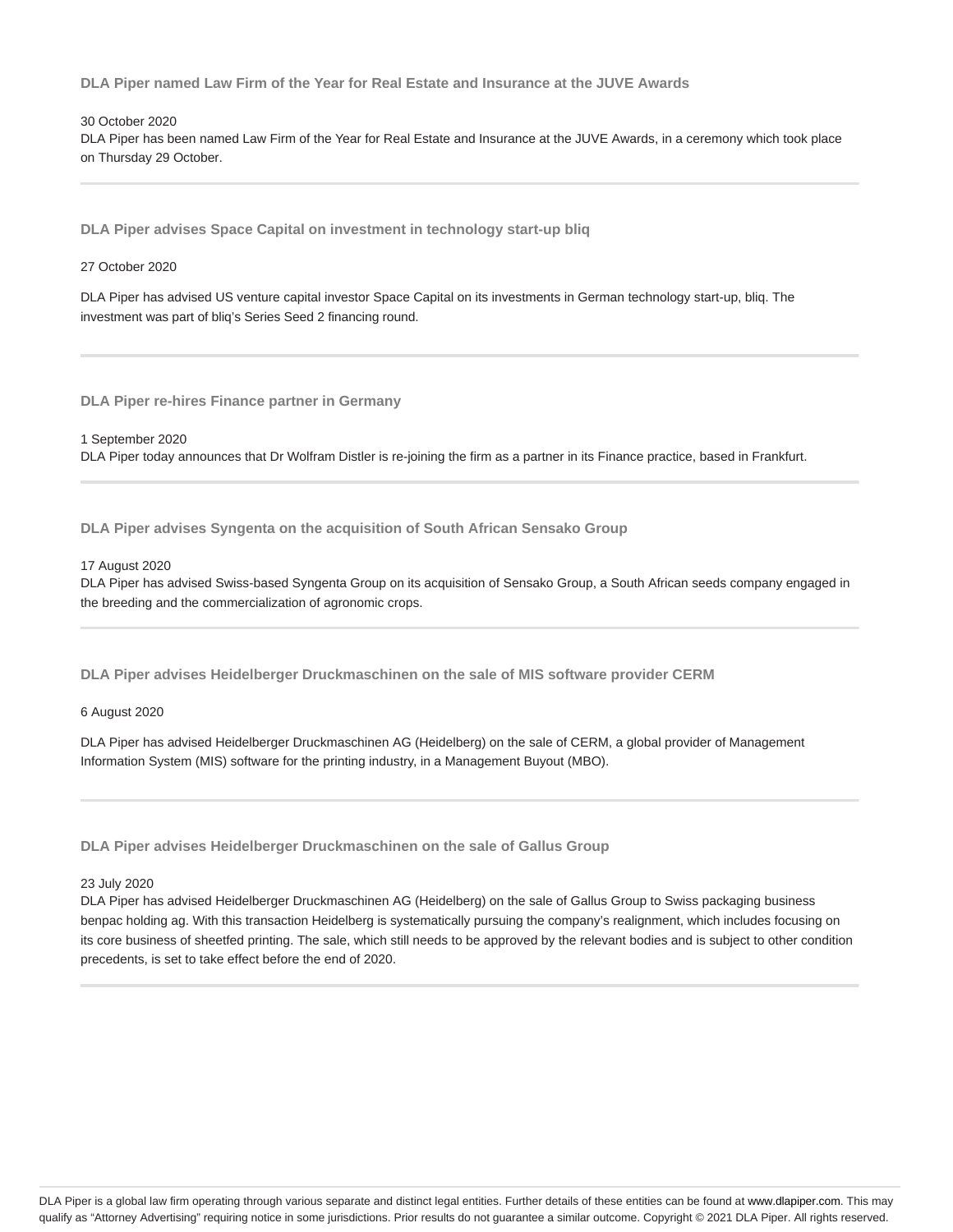### DLA Piper named Law Firm of the Year for Real Estate and Insurance at the JUVE Awards

30 October 2020

DLA Piper has been named Law Firm of the Year for Real Estate and Insurance at the JUVE Awards, in a ceremony which took place on Thursday 29 October.

---

### DLA Piper advises Space Capital on investment in technology start-up bliq

27 October 2020

DLA Piper has advised US venture capital investor Space Capital on its investments in German technology start-up, bliq. The investment was part of bliq's Series Seed 2 financing round.

---

### DLA Piper re-hires Finance partner in Germany

1 September 2020

DLA Piper today announces that Dr Wolfram Distler is re-joining the firm as a partner in its Finance practice, based in Frankfurt.

---

### DLA Piper advises Syngenta on the acquisition of South African Sensako Group

17 August 2020

DLA Piper has advised Swiss-based Syngenta Group on its acquisition of Sensako Group, a South African seeds company engaged in the breeding and the commercialization of agronomic crops.

---

### DLA Piper advises Heidelberger Druckmaschinen on the sale of MIS software provider CERM

6 August 2020

DLA Piper has advised Heidelberger Druckmaschinen AG (Heidelberg) on the sale of CERM, a global provider of Management Information System (MIS) software for the printing industry, in a Management Buyout (MBO).

---

### DLA Piper advises Heidelberger Druckmaschinen on the sale of Gallus Group

23 July 2020

DLA Piper has advised Heidelberger Druckmaschinen AG (Heidelberg) on the sale of Gallus Group to Swiss packaging business benpac holding ag. With this transaction Heidelberg is systematically pursuing the company's realignment, which includes focusing on its core business of sheetfed printing. The sale, which still needs to be approved by the relevant bodies and is subject to other condition precedents, is set to take effect before the end of 2020.

---

DLA Piper is a global law firm operating through various separate and distinct legal entities. Further details of these entities can be found at www.dlapiper.com. This may qualify as "Attorney Advertising" requiring notice in some jurisdictions. Prior results do not guarantee a similar outcome. Copyright © 2021 DLA Piper. All rights reserved.